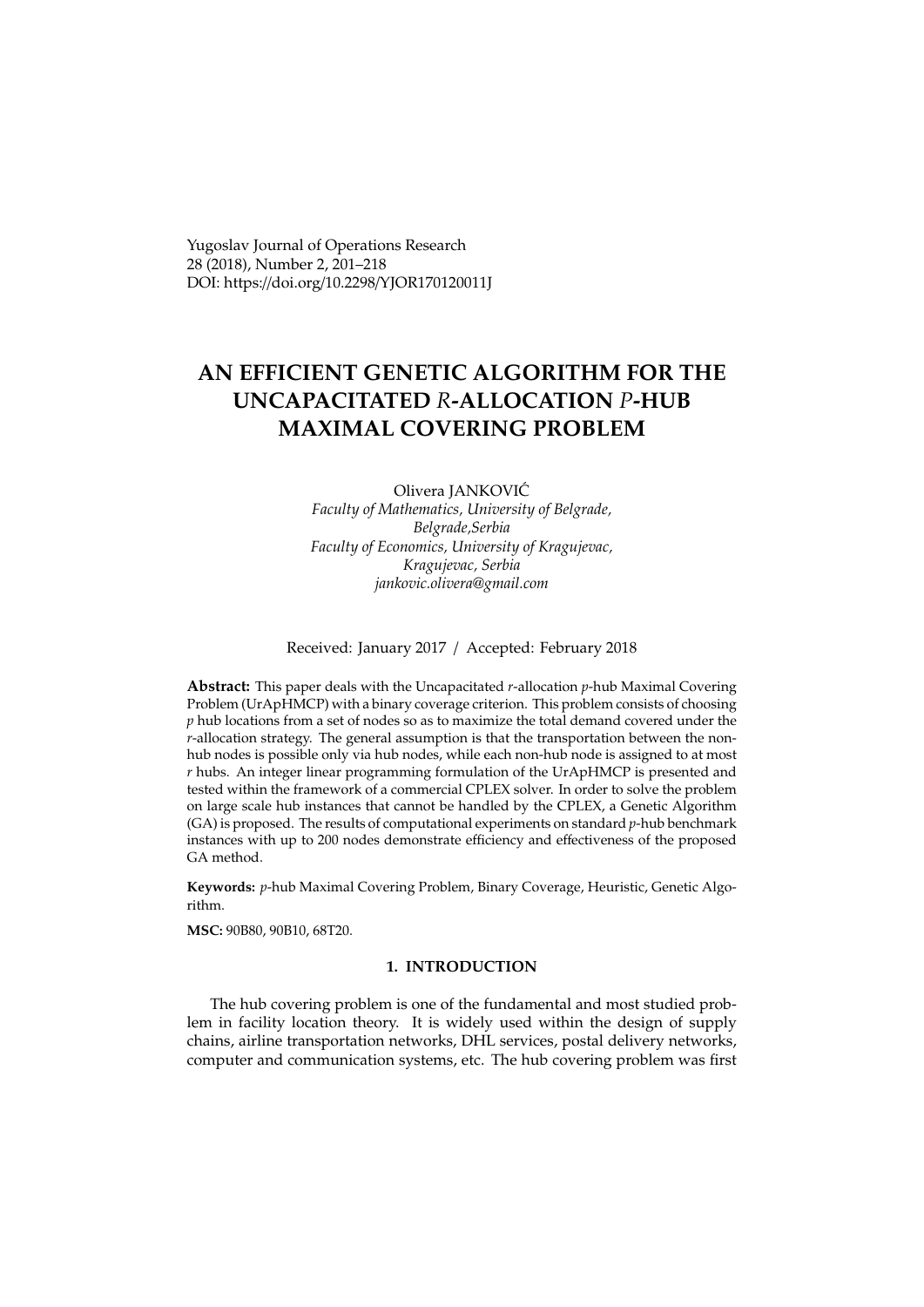Yugoslav Journal of Operations Research
28 (2018), Number 2, 201–218
DOI: https://doi.org/10.2298/YJOR170120011J

# AN EFFICIENT GENETIC ALGORITHM FOR THE UNCAPACITATED *R*-ALLOCATION *P*-HUB MAXIMAL COVERING PROBLEM

Olivera JANKOVIĆ
*Faculty of Mathematics, University of Belgrade, Belgrade,Serbia*
*Faculty of Economics, University of Kragujevac, Kragujevac, Serbia*
*jankovic.olivera@gmail.com*

Received: January 2017 / Accepted: February 2018

**Abstract:** This paper deals with the Uncapacitated $r$-allocation $p$-hub Maximal Covering Problem (UrApHMCP) with a binary coverage criterion. This problem consists of choosing $p$ hub locations from a set of nodes so as to maximize the total demand covered under the $r$-allocation strategy. The general assumption is that the transportation between the non-hub nodes is possible only via hub nodes, while each non-hub node is assigned to at most $r$ hubs. An integer linear programming formulation of the UrApHMCP is presented and tested within the framework of a commercial CPLEX solver. In order to solve the problem on large scale hub instances that cannot be handled by the CPLEX, a Genetic Algorithm (GA) is proposed. The results of computational experiments on standard $p$-hub benchmark instances with up to 200 nodes demonstrate efficiency and effectiveness of the proposed GA method.

**Keywords:** $p$-hub Maximal Covering Problem, Binary Coverage, Heuristic, Genetic Algorithm.

**MSC:** 90B80, 90B10, 68T20.

## 1. INTRODUCTION

The hub covering problem is one of the fundamental and most studied problem in facility location theory. It is widely used within the design of supply chains, airline transportation networks, DHL services, postal delivery networks, computer and communication systems, etc. The hub covering problem was first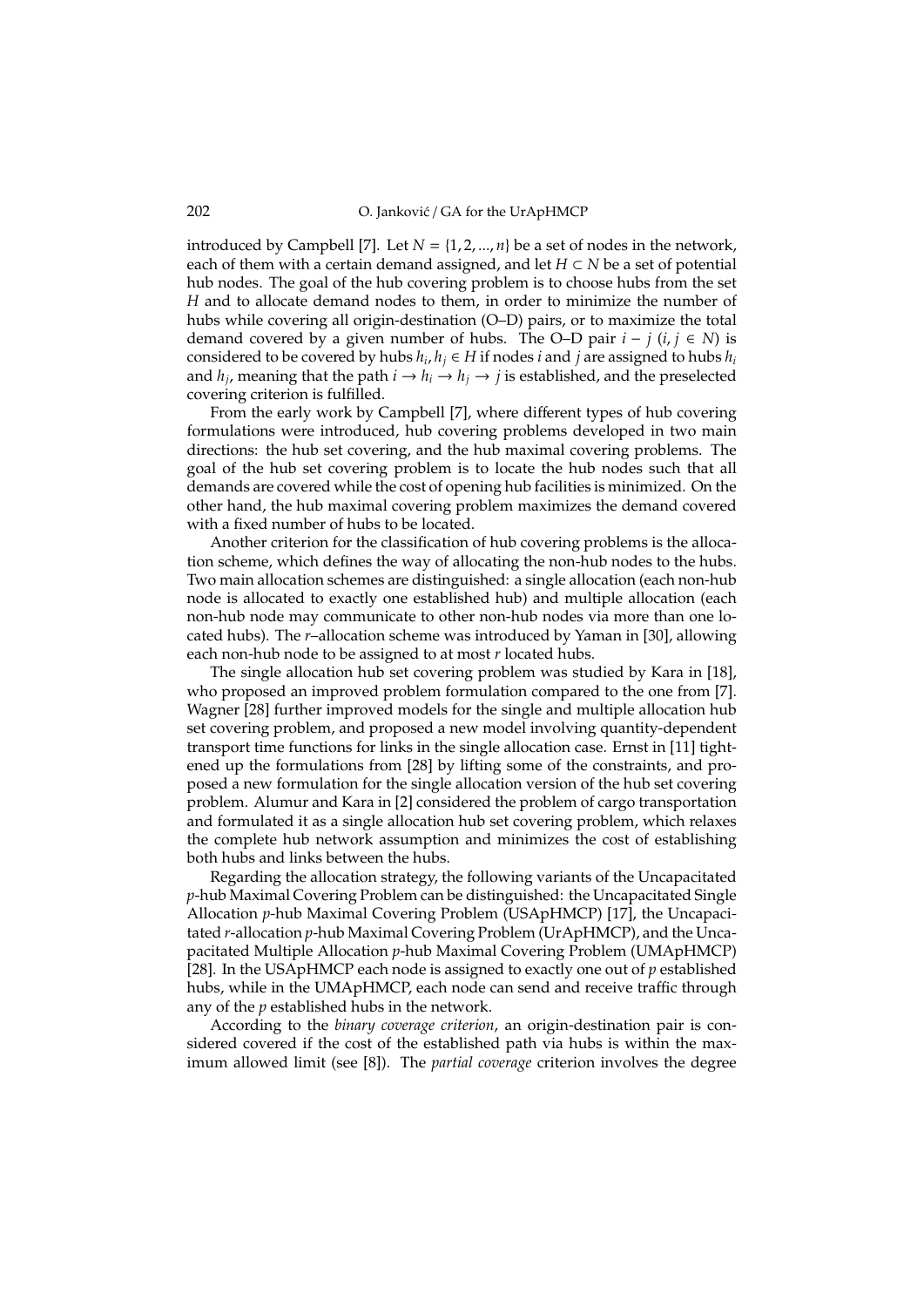introduced by Campbell [7]. Let $N = \{1, 2, ..., n\}$ be a set of nodes in the network, each of them with a certain demand assigned, and let $H \subset N$ be a set of potential hub nodes. The goal of the hub covering problem is to choose hubs from the set $H$ and to allocate demand nodes to them, in order to minimize the number of hubs while covering all origin-destination (O–D) pairs, or to maximize the total demand covered by a given number of hubs. The O–D pair $i - j$ $(i, j \in N)$ is considered to be covered by hubs $h_i, h_j \in H$ if nodes $i$ and $j$ are assigned to hubs $h_i$ and $h_j$, meaning that the path $i \rightarrow h_i \rightarrow h_j \rightarrow j$ is established, and the preselected covering criterion is fulfilled.

From the early work by Campbell [7], where different types of hub covering formulations were introduced, hub covering problems developed in two main directions: the hub set covering, and the hub maximal covering problems. The goal of the hub set covering problem is to locate the hub nodes such that all demands are covered while the cost of opening hub facilities is minimized. On the other hand, the hub maximal covering problem maximizes the demand covered with a fixed number of hubs to be located.

Another criterion for the classification of hub covering problems is the allocation scheme, which defines the way of allocating the non-hub nodes to the hubs. Two main allocation schemes are distinguished: a single allocation (each non-hub node is allocated to exactly one established hub) and multiple allocation (each non-hub node may communicate to other non-hub nodes via more than one located hubs). The $r$–allocation scheme was introduced by Yaman in [30], allowing each non-hub node to be assigned to at most $r$ located hubs.

The single allocation hub set covering problem was studied by Kara in [18], who proposed an improved problem formulation compared to the one from [7]. Wagner [28] further improved models for the single and multiple allocation hub set covering problem, and proposed a new model involving quantity-dependent transport time functions for links in the single allocation case. Ernst in [11] tightened up the formulations from [28] by lifting some of the constraints, and proposed a new formulation for the single allocation version of the hub set covering problem. Alumur and Kara in [2] considered the problem of cargo transportation and formulated it as a single allocation hub set covering problem, which relaxes the complete hub network assumption and minimizes the cost of establishing both hubs and links between the hubs.

Regarding the allocation strategy, the following variants of the Uncapacitated $p$-hub Maximal Covering Problem can be distinguished: the Uncapacitated Single Allocation $p$-hub Maximal Covering Problem (USApHMCP) [17], the Uncapacitated $r$-allocation $p$-hub Maximal Covering Problem (UrApHMCP), and the Uncapacitated Multiple Allocation $p$-hub Maximal Covering Problem (UMApHMCP) [28]. In the USApHMCP each node is assigned to exactly one out of $p$ established hubs, while in the UMApHMCP, each node can send and receive traffic through any of the $p$ established hubs in the network.

According to the *binary coverage criterion*, an origin-destination pair is considered covered if the cost of the established path via hubs is within the maximum allowed limit (see [8]). The *partial coverage* criterion involves the degree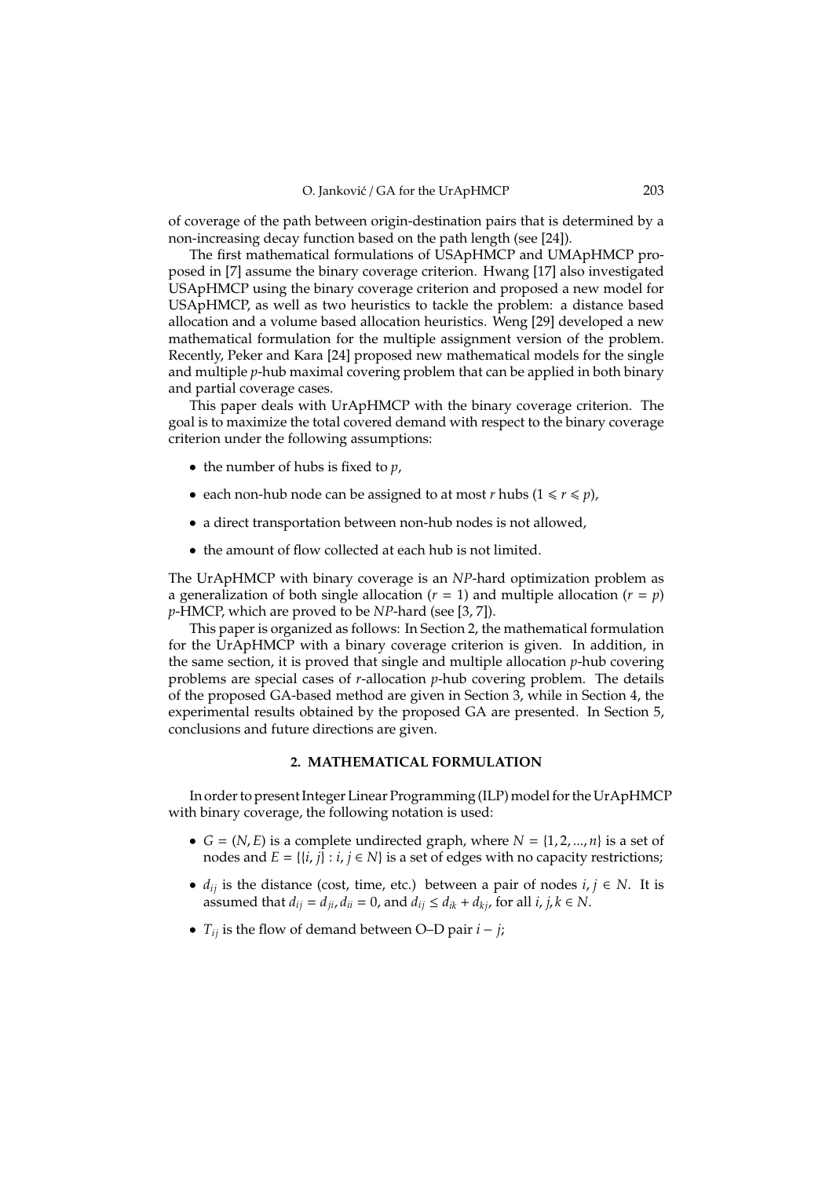of coverage of the path between origin-destination pairs that is determined by a non-increasing decay function based on the path length (see [24]).

The first mathematical formulations of USApHMCP and UMApHMCP proposed in [7] assume the binary coverage criterion. Hwang [17] also investigated USApHMCP using the binary coverage criterion and proposed a new model for USApHMCP, as well as two heuristics to tackle the problem: a distance based allocation and a volume based allocation heuristics. Weng [29] developed a new mathematical formulation for the multiple assignment version of the problem. Recently, Peker and Kara [24] proposed new mathematical models for the single and multiple $p$-hub maximal covering problem that can be applied in both binary and partial coverage cases.

This paper deals with UrApHMCP with the binary coverage criterion. The goal is to maximize the total covered demand with respect to the binary coverage criterion under the following assumptions:

- the number of hubs is fixed to $p$,
- each non-hub node can be assigned to at most $r$ hubs ($1 \leqslant r \leqslant p$),
- a direct transportation between non-hub nodes is not allowed,
- the amount of flow collected at each hub is not limited.

The UrApHMCP with binary coverage is an *NP*-hard optimization problem as a generalization of both single allocation ($r = 1$) and multiple allocation ($r = p$) $p$-HMCP, which are proved to be *NP*-hard (see [3, 7]).

This paper is organized as follows: In Section 2, the mathematical formulation for the UrApHMCP with a binary coverage criterion is given. In addition, in the same section, it is proved that single and multiple allocation $p$-hub covering problems are special cases of $r$-allocation $p$-hub covering problem. The details of the proposed GA-based method are given in Section 3, while in Section 4, the experimental results obtained by the proposed GA are presented. In Section 5, conclusions and future directions are given.

## 2. MATHEMATICAL FORMULATION

In order to present Integer Linear Programming (ILP) model for the UrApHMCP with binary coverage, the following notation is used:

- $G = (N, E)$ is a complete undirected graph, where $N = \{1, 2, ..., n\}$ is a set of nodes and $E = \{\{i, j\} : i, j \in N\}$ is a set of edges with no capacity restrictions;
- $d_{ij}$ is the distance (cost, time, etc.) between a pair of nodes $i, j \in N$. It is assumed that $d_{ij} = d_{ji}, d_{ii} = 0$, and $d_{ij} \leq d_{ik} + d_{kj}$, for all $i, j, k \in N$.
- $T_{ij}$ is the flow of demand between O–D pair $i - j$;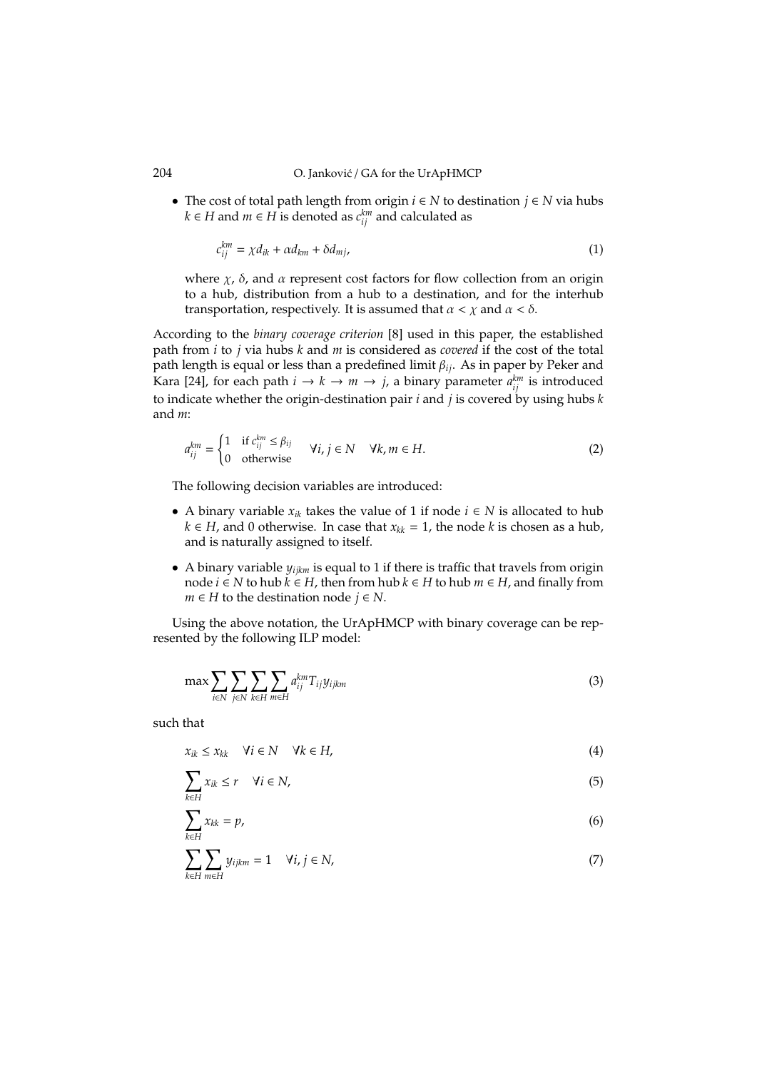- The cost of total path length from origin $i \in N$ to destination $j \in N$ via hubs $k \in H$ and $m \in H$ is denoted as $c_{ij}^{km}$ and calculated as

$$c_{ij}^{km} = \chi d_{ik} + \alpha d_{km} + \delta d_{mj}, \tag{1}$$

where $\chi$, $\delta$, and $\alpha$ represent cost factors for flow collection from an origin to a hub, distribution from a hub to a destination, and for the interhub transportation, respectively. It is assumed that $\alpha < \chi$ and $\alpha < \delta$.

According to the *binary coverage criterion* [8] used in this paper, the established path from $i$ to $j$ via hubs $k$ and $m$ is considered as *covered* if the cost of the total path length is equal or less than a predefined limit $\beta_{ij}$. As in paper by Peker and Kara [24], for each path $i \to k \to m \to j$, a binary parameter $a_{ij}^{km}$ is introduced to indicate whether the origin-destination pair $i$ and $j$ is covered by using hubs $k$ and $m$:

$$a_{ij}^{km} = \begin{cases} 1 & \text{if } c_{ij}^{km} \le \beta_{ij} \\ 0 & \text{otherwise} \end{cases} \quad \forall i, j \in N \quad \forall k, m \in H. \tag{2}$$

The following decision variables are introduced:

- A binary variable $x_{ik}$ takes the value of 1 if node $i \in N$ is allocated to hub $k \in H$, and 0 otherwise. In case that $x_{kk} = 1$, the node $k$ is chosen as a hub, and is naturally assigned to itself.
- A binary variable $y_{ijkm}$ is equal to 1 if there is traffic that travels from origin node $i \in N$ to hub $k \in H$, then from hub $k \in H$ to hub $m \in H$, and finally from $m \in H$ to the destination node $j \in N$.

Using the above notation, the UrApHMCP with binary coverage can be represented by the following ILP model:

$$\max \sum_{i \in N} \sum_{j \in N} \sum_{k \in H} \sum_{m \in H} a_{ij}^{km} T_{ij} y_{ijkm} \tag{3}$$

such that

$$x_{ik} \le x_{kk} \quad \forall i \in N \quad \forall k \in H, \tag{4}$$

$$\sum_{k \in H} x_{ik} \le r \quad \forall i \in N, \tag{5}$$

$$\sum_{k \in H} x_{kk} = p, \tag{6}$$

$$\sum_{k \in H} \sum_{m \in H} y_{ijkm} = 1 \quad \forall i, j \in N, \tag{7}$$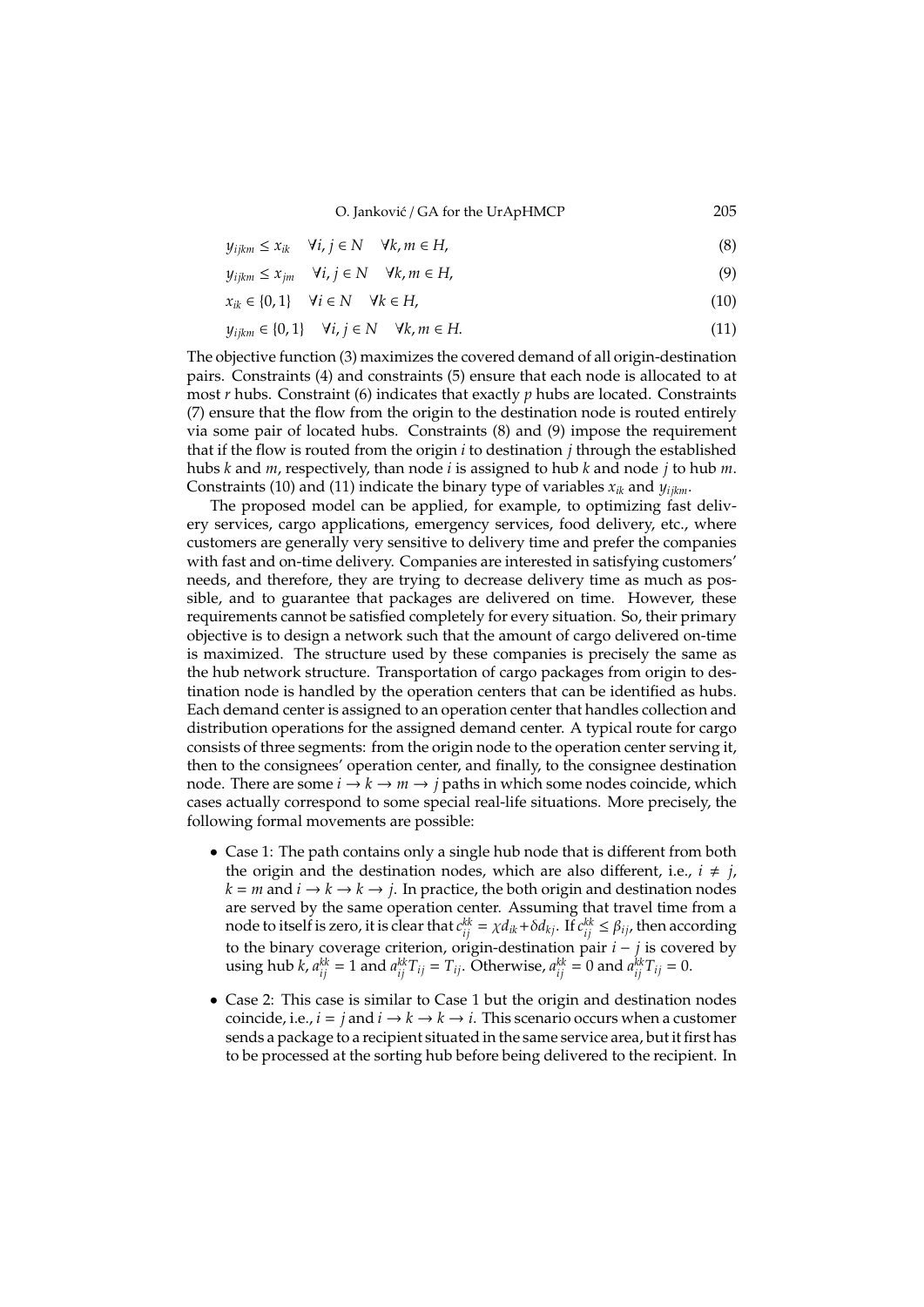$$y_{ijkm} \leq x_{ik} \quad \forall i, j \in N \quad \forall k, m \in H, \tag{8}$$

$$y_{ijkm} \leq x_{jm} \quad \forall i, j \in N \quad \forall k, m \in H, \tag{9}$$

$$x_{ik} \in \{0, 1\} \quad \forall i \in N \quad \forall k \in H, \tag{10}$$

$$y_{ijkm} \in \{0, 1\} \quad \forall i, j \in N \quad \forall k, m \in H. \tag{11}$$

The objective function (3) maximizes the covered demand of all origin-destination pairs. Constraints (4) and constraints (5) ensure that each node is allocated to at most $r$ hubs. Constraint (6) indicates that exactly $p$ hubs are located. Constraints (7) ensure that the flow from the origin to the destination node is routed entirely via some pair of located hubs. Constraints (8) and (9) impose the requirement that if the flow is routed from the origin $i$ to destination $j$ through the established hubs $k$ and $m$, respectively, than node $i$ is assigned to hub $k$ and node $j$ to hub $m$. Constraints (10) and (11) indicate the binary type of variables $x_{ik}$ and $y_{ijkm}$.

The proposed model can be applied, for example, to optimizing fast delivery services, cargo applications, emergency services, food delivery, etc., where customers are generally very sensitive to delivery time and prefer the companies with fast and on-time delivery. Companies are interested in satisfying customers' needs, and therefore, they are trying to decrease delivery time as much as possible, and to guarantee that packages are delivered on time. However, these requirements cannot be satisfied completely for every situation. So, their primary objective is to design a network such that the amount of cargo delivered on-time is maximized. The structure used by these companies is precisely the same as the hub network structure. Transportation of cargo packages from origin to destination node is handled by the operation centers that can be identified as hubs. Each demand center is assigned to an operation center that handles collection and distribution operations for the assigned demand center. A typical route for cargo consists of three segments: from the origin node to the operation center serving it, then to the consignees' operation center, and finally, to the consignee destination node. There are some $i \rightarrow k \rightarrow m \rightarrow j$ paths in which some nodes coincide, which cases actually correspond to some special real-life situations. More precisely, the following formal movements are possible:

- Case 1: The path contains only a single hub node that is different from both the origin and the destination nodes, which are also different, i.e., $i \neq j$, $k = m$ and $i \rightarrow k \rightarrow k \rightarrow j$. In practice, the both origin and destination nodes are served by the same operation center. Assuming that travel time from a node to itself is zero, it is clear that $c_{ij}^{kk} = \chi d_{ik} + \delta d_{kj}$. If $c_{ij}^{kk} \leq \beta_{ij}$, then according to the binary coverage criterion, origin-destination pair $i - j$ is covered by using hub $k$, $a_{ij}^{kk} = 1$ and $a_{ij}^{kk} T_{ij} = T_{ij}$. Otherwise, $a_{ij}^{kk} = 0$ and $a_{ij}^{kk} T_{ij} = 0$.
- Case 2: This case is similar to Case 1 but the origin and destination nodes coincide, i.e., $i = j$ and $i \rightarrow k \rightarrow k \rightarrow i$. This scenario occurs when a customer sends a package to a recipient situated in the same service area, but it first has to be processed at the sorting hub before being delivered to the recipient. In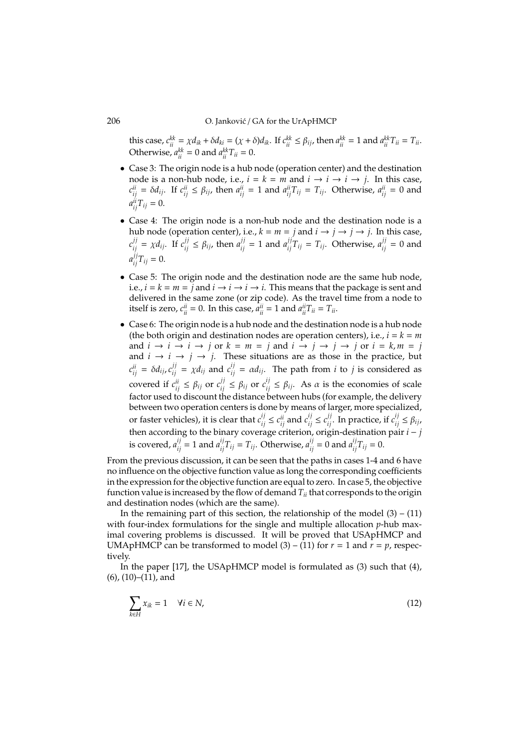this case, $c_{ii}^{kk} = \chi d_{ik} + \delta d_{ki} = (\chi + \delta) d_{ik}$. If $c_{ii}^{kk} \leq \beta_{ij}$, then $a_{ii}^{kk} = 1$ and $a_{ii}^{kk} T_{ii} = T_{ii}$. Otherwise, $a_{ii}^{kk} = 0$ and $a_{ii}^{kk} T_{ii} = 0$.

- Case 3: The origin node is a hub node (operation center) and the destination node is a non-hub node, i.e., $i = k = m$ and $i \to i \to i \to j$. In this case, $c_{ij}^{ii} = \delta d_{ij}$. If $c_{ij}^{ii} \leq \beta_{ij}$, then $a_{ij}^{ii} = 1$ and $a_{ij}^{ii} T_{ij} = T_{ij}$. Otherwise, $a_{ij}^{ii} = 0$ and $a_{ij}^{ii} T_{ij} = 0$.
- Case 4: The origin node is a non-hub node and the destination node is a hub node (operation center), i.e., $k = m = j$ and $i \to j \to j \to j$. In this case, $c_{ij}^{jj} = \chi d_{ij}$. If $c_{ij}^{jj} \leq \beta_{ij}$, then $a_{ij}^{jj} = 1$ and $a_{ij}^{jj} T_{ij} = T_{ij}$. Otherwise, $a_{ij}^{jj} = 0$ and $a_{ij}^{jj} T_{ij} = 0$.
- Case 5: The origin node and the destination node are the same hub node, i.e., $i = k = m = j$ and $i \to i \to i \to i$. This means that the package is sent and delivered in the same zone (or zip code). As the travel time from a node to itself is zero, $c_{ii}^{ii} = 0$. In this case, $a_{ii}^{ii} = 1$ and $a_{ii}^{ii} T_{ii} = T_{ii}$.
- Case 6: The origin node is a hub node and the destination node is a hub node (the both origin and destination nodes are operation centers), i.e., $i = k = m$ and $i \to i \to i \to j$ or $k = m = j$ and $i \to j \to j \to j$ or $i = k, m = j$ and $i \to i \to j \to j$. These situations are as those in the practice, but $c_{ij}^{ii} = \delta d_{ij}, c_{ij}^{jj} = \chi d_{ij}$ and $c_{ij}^{ij} = \alpha d_{ij}$. The path from $i$ to $j$ is considered as covered if $c_{ij}^{ii} \leq \beta_{ij}$ or $c_{ij}^{jj} \leq \beta_{ij}$ or $c_{ij}^{ij} \leq \beta_{ij}$. As $\alpha$ is the economies of scale factor used to discount the distance between hubs (for example, the delivery between two operation centers is done by means of larger, more specialized, or faster vehicles), it is clear that $c_{ij}^{ij} \leq c_{ij}^{ii}$ and $c_{ij}^{ij} \leq c_{ij}^{jj}$. In practice, if $c_{ij}^{ij} \leq \beta_{ij}$, then according to the binary coverage criterion, origin-destination pair $i - j$ is covered, $a_{ij}^{ij} = 1$ and $a_{ij}^{ij} T_{ij} = T_{ij}$. Otherwise, $a_{ij}^{ij} = 0$ and $a_{ij}^{ij} T_{ij} = 0$.

From the previous discussion, it can be seen that the paths in cases 1-4 and 6 have no influence on the objective function value as long the corresponding coefficients in the expression for the objective function are equal to zero. In case 5, the objective function value is increased by the flow of demand $T_{ii}$ that corresponds to the origin and destination nodes (which are the same).

In the remaining part of this section, the relationship of the model (3) – (11) with four-index formulations for the single and multiple allocation $p$-hub maximal covering problems is discussed. It will be proved that USApHMCP and UMApHMCP can be transformed to model (3) – (11) for $r = 1$ and $r = p$, respectively.

In the paper [17], the USApHMCP model is formulated as (3) such that (4), (6), (10)–(11), and

$$\sum_{k \in H} x_{ik} = 1 \quad \forall i \in N, \tag{12}$$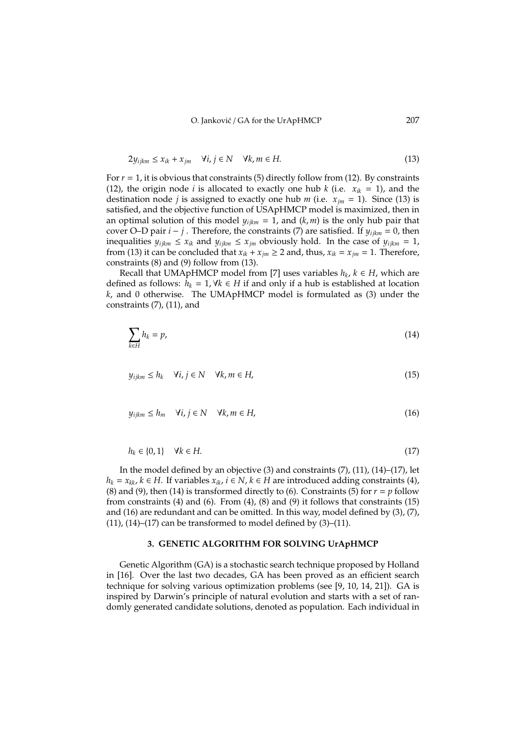$$2y_{ijkm} \leq x_{ik} + x_{jm} \quad \forall i, j \in N \quad \forall k, m \in H. \tag{13}$$

For $r = 1$, it is obvious that constraints (5) directly follow from (12). By constraints (12), the origin node $i$ is allocated to exactly one hub $k$ (i.e. $x_{ik} = 1$), and the destination node $j$ is assigned to exactly one hub $m$ (i.e. $x_{jm} = 1$). Since (13) is satisfied, and the objective function of USApHMCP model is maximized, then in an optimal solution of this model $y_{ijkm} = 1$, and $(k, m)$ is the only hub pair that cover O–D pair $i - j$ . Therefore, the constraints (7) are satisfied. If $y_{ijkm} = 0$, then inequalities $y_{ijkm} \leq x_{ik}$ and $y_{ijkm} \leq x_{jm}$ obviously hold. In the case of $y_{ijkm} = 1$, from (13) it can be concluded that $x_{ik} + x_{jm} \geq 2$ and, thus, $x_{ik} = x_{jm} = 1$. Therefore, constraints (8) and (9) follow from (13).

Recall that UMApHMCP model from [7] uses variables $h_k$, $k \in H$, which are defined as follows: $h_k = 1, \forall k \in H$ if and only if a hub is established at location $k$, and 0 otherwise. The UMApHMCP model is formulated as (3) under the constraints (7), (11), and

$$\sum_{k \in H} h_k = p, \tag{14}$$

$$y_{ijkm} \leq h_k \quad \forall i, j \in N \quad \forall k, m \in H, \tag{15}$$

$$y_{ijkm} \leq h_m \quad \forall i, j \in N \quad \forall k, m \in H, \tag{16}$$

$$h_k \in \{0, 1\} \quad \forall k \in H. \tag{17}$$

In the model defined by an objective (3) and constraints (7), (11), (14)–(17), let $h_k = x_{kk}$, $k \in H$. If variables $x_{ik}$, $i \in N$, $k \in H$ are introduced adding constraints (4), (8) and (9), then (14) is transformed directly to (6). Constraints (5) for $r = p$ follow from constraints (4) and (6). From (4), (8) and (9) it follows that constraints (15) and (16) are redundant and can be omitted. In this way, model defined by (3), (7), (11), (14)–(17) can be transformed to model defined by (3)–(11).

## 3. GENETIC ALGORITHM FOR SOLVING UrApHMCP

Genetic Algorithm (GA) is a stochastic search technique proposed by Holland in [16]. Over the last two decades, GA has been proved as an efficient search technique for solving various optimization problems (see [9, 10, 14, 21]). GA is inspired by Darwin's principle of natural evolution and starts with a set of randomly generated candidate solutions, denoted as population. Each individual in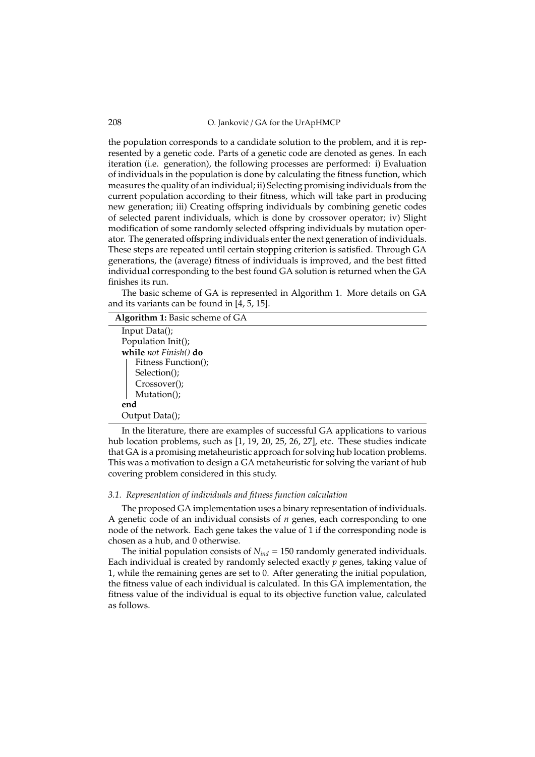the population corresponds to a candidate solution to the problem, and it is represented by a genetic code. Parts of a genetic code are denoted as genes. In each iteration (i.e. generation), the following processes are performed: i) Evaluation of individuals in the population is done by calculating the fitness function, which measures the quality of an individual; ii) Selecting promising individuals from the current population according to their fitness, which will take part in producing new generation; iii) Creating offspring individuals by combining genetic codes of selected parent individuals, which is done by crossover operator; iv) Slight modification of some randomly selected offspring individuals by mutation operator. The generated offspring individuals enter the next generation of individuals. These steps are repeated until certain stopping criterion is satisfied. Through GA generations, the (average) fitness of individuals is improved, and the best fitted individual corresponding to the best found GA solution is returned when the GA finishes its run.

The basic scheme of GA is represented in Algorithm 1. More details on GA and its variants can be found in [4, 5, 15].

**Algorithm 1:** Basic scheme of GA

```
Input Data();
Population Init();
while not Finish() do
    Fitness Function();
    Selection();
    Crossover();
    Mutation();
end
Output Data();
```

In the literature, there are examples of successful GA applications to various hub location problems, such as [1, 19, 20, 25, 26, 27], etc. These studies indicate that GA is a promising metaheuristic approach for solving hub location problems. This was a motivation to design a GA metaheuristic for solving the variant of hub covering problem considered in this study.

### *3.1. Representation of individuals and fitness function calculation*

The proposed GA implementation uses a binary representation of individuals. A genetic code of an individual consists of $n$ genes, each corresponding to one node of the network. Each gene takes the value of 1 if the corresponding node is chosen as a hub, and 0 otherwise.

The initial population consists of $N_{ind} = 150$ randomly generated individuals. Each individual is created by randomly selected exactly $p$ genes, taking value of 1, while the remaining genes are set to 0. After generating the initial population, the fitness value of each individual is calculated. In this GA implementation, the fitness value of the individual is equal to its objective function value, calculated as follows.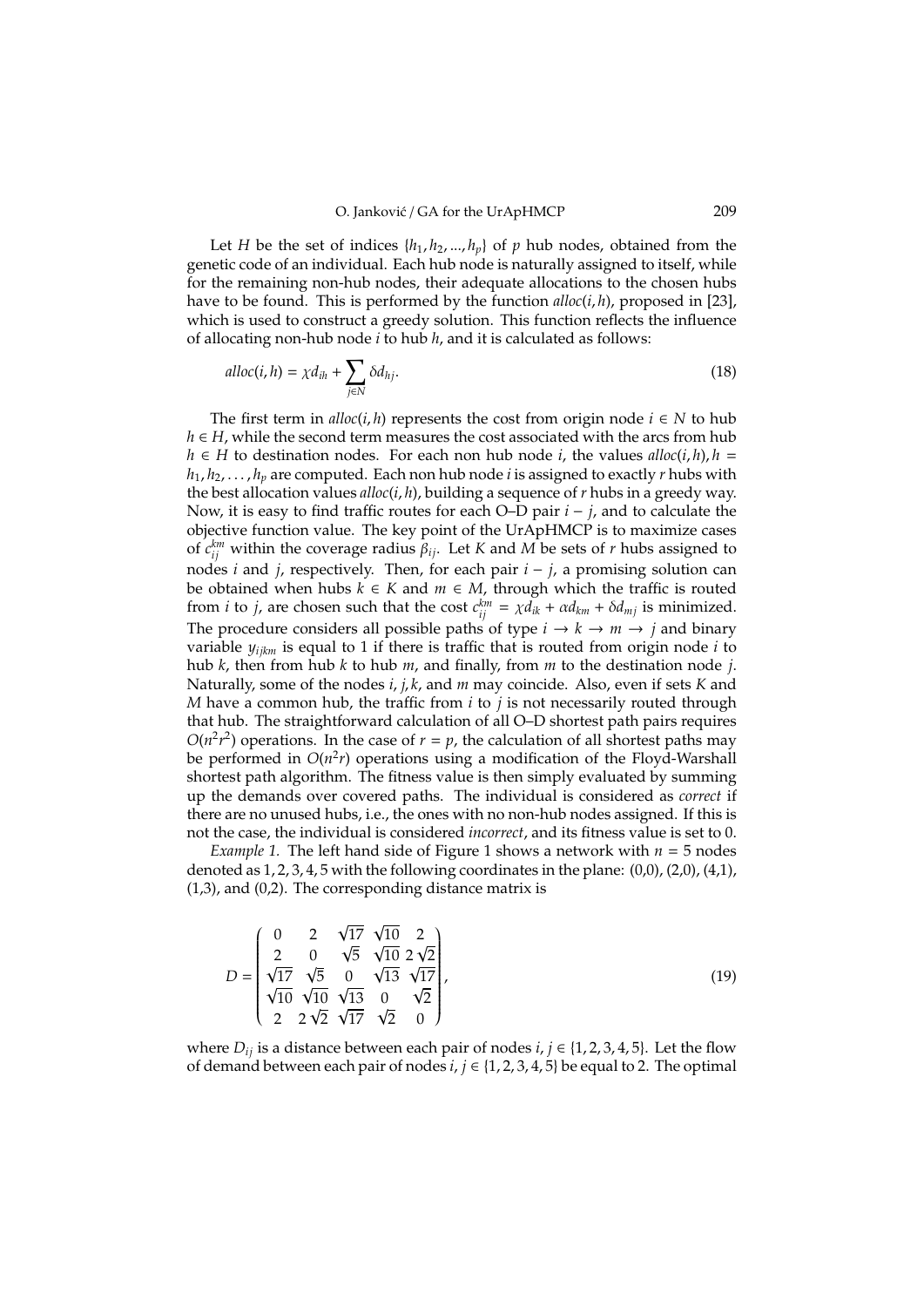Let $H$ be the set of indices $\{h_1, h_2, ..., h_p\}$ of $p$ hub nodes, obtained from the genetic code of an individual. Each hub node is naturally assigned to itself, while for the remaining non-hub nodes, their adequate allocations to the chosen hubs have to be found. This is performed by the function $alloc(i, h)$, proposed in [23], which is used to construct a greedy solution. This function reflects the influence of allocating non-hub node $i$ to hub $h$, and it is calculated as follows:

$$alloc(i, h) = \chi d_{ih} + \sum_{j \in N} \delta d_{hj}. \tag{18}$$

The first term in $alloc(i, h)$ represents the cost from origin node $i \in N$ to hub $h \in H$, while the second term measures the cost associated with the arcs from hub $h \in H$ to destination nodes. For each non hub node $i$, the values $alloc(i, h), h = h_1, h_2, \ldots, h_p$ are computed. Each non hub node $i$ is assigned to exactly $r$ hubs with the best allocation values $alloc(i, h)$, building a sequence of $r$ hubs in a greedy way. Now, it is easy to find traffic routes for each O–D pair $i - j$, and to calculate the objective function value. The key point of the UrApHMCP is to maximize cases of $c_{ij}^{km}$ within the coverage radius $\beta_{ij}$. Let $K$ and $M$ be sets of $r$ hubs assigned to nodes $i$ and $j$, respectively. Then, for each pair $i - j$, a promising solution can be obtained when hubs $k \in K$ and $m \in M$, through which the traffic is routed from $i$ to $j$, are chosen such that the cost $c_{ij}^{km} = \chi d_{ik} + \alpha d_{km} + \delta d_{mj}$ is minimized. The procedure considers all possible paths of type $i \to k \to m \to j$ and binary variable $y_{ijkm}$ is equal to 1 if there is traffic that is routed from origin node $i$ to hub $k$, then from hub $k$ to hub $m$, and finally, from $m$ to the destination node $j$. Naturally, some of the nodes $i, j, k$, and $m$ may coincide. Also, even if sets $K$ and $M$ have a common hub, the traffic from $i$ to $j$ is not necessarily routed through that hub. The straightforward calculation of all O–D shortest path pairs requires $O(n^2 r^2)$ operations. In the case of $r = p$, the calculation of all shortest paths may be performed in $O(n^2 r)$ operations using a modification of the Floyd-Warshall shortest path algorithm. The fitness value is then simply evaluated by summing up the demands over covered paths. The individual is considered as *correct* if there are no unused hubs, i.e., the ones with no non-hub nodes assigned. If this is not the case, the individual is considered *incorrect*, and its fitness value is set to 0.

*Example 1.* The left hand side of Figure 1 shows a network with $n = 5$ nodes denoted as $1, 2, 3, 4, 5$ with the following coordinates in the plane: (0,0), (2,0), (4,1), (1,3), and (0,2). The corresponding distance matrix is

$$D = \begin{pmatrix} 0 & 2 & \sqrt{17} & \sqrt{10} & 2 \\ 2 & 0 & \sqrt{5} & \sqrt{10} & 2\sqrt{2} \\ \sqrt{17} & \sqrt{5} & 0 & \sqrt{13} & \sqrt{17} \\ \sqrt{10} & \sqrt{10} & \sqrt{13} & 0 & \sqrt{2} \\ 2 & 2\sqrt{2} & \sqrt{17} & \sqrt{2} & 0 \end{pmatrix}, \tag{19}$$

where $D_{ij}$ is a distance between each pair of nodes $i, j \in \{1, 2, 3, 4, 5\}$. Let the flow of demand between each pair of nodes $i, j \in \{1, 2, 3, 4, 5\}$ be equal to 2. The optimal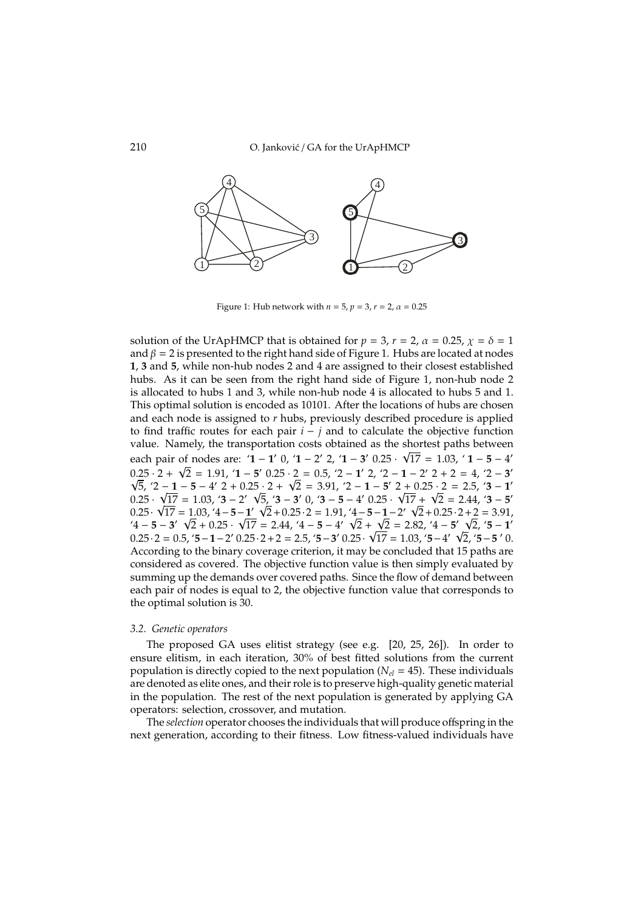Figure 1: Hub network with $n = 5$, $p = 3$, $r = 2$, $\alpha = 0.25$

solution of the UrApHMCP that is obtained for $p = 3$, $r = 2$, $\alpha = 0.25$, $\chi = \delta = 1$ and $\beta = 2$ is presented to the right hand side of Figure 1. Hubs are located at nodes **1**, **3** and **5**, while non-hub nodes 2 and 4 are assigned to their closest established hubs. As it can be seen from the right hand side of Figure 1, non-hub node 2 is allocated to hubs 1 and 3, while non-hub node 4 is allocated to hubs 5 and 1. This optimal solution is encoded as 10101. After the locations of hubs are chosen and each node is assigned to $r$ hubs, previously described procedure is applied to find traffic routes for each pair $i - j$ and to calculate the objective function value. Namely, the transportation costs obtained as the shortest paths between each pair of nodes are: '**1** − **1**' 0, '**1** − 2' 2, '**1** − **3**' $0.25 \cdot \sqrt{17} = 1.03$, ' **1** − **5** − 4' $0.25 \cdot 2 + \sqrt{2} = 1.91$, '**1** − **5**' $0.25 \cdot 2 = 0.5$, '2 − **1**' 2, '2 − **1** − 2' $2 + 2 = 4$, '2 − **3**' $\sqrt{5}$, '2 − **1** − **5** − 4' $2 + 0.25 \cdot 2 + \sqrt{2} = 3.91$, '2 − **1** − **5**' $2 + 0.25 \cdot 2 = 2.5$, '**3** − **1**' $0.25 \cdot \sqrt{17} = 1.03$, '**3** − 2' $\sqrt{5}$, '**3** − **3**' 0, '**3** − **5** − 4' $0.25 \cdot \sqrt{17} + \sqrt{2} = 2.44$, '**3** − **5**' $0.25 \cdot \sqrt{17} = 1.03$, '4 − **5** − **1**' $\sqrt{2} + 0.25 \cdot 2 = 1.91$, '4 − **5** − **1** − 2' $\sqrt{2} + 0.25 \cdot 2 + 2 = 3.91$, '4 − **5** − **3**' $\sqrt{2} + 0.25 \cdot \sqrt{17} = 2.44$, '4 − **5** − 4' $\sqrt{2} + \sqrt{2} = 2.82$, '4 − **5**' $\sqrt{2}$, '**5** − **1**' $0.25 \cdot 2 = 0.5$, '**5** − **1** − 2' $0.25 \cdot 2 + 2 = 2.5$, '**5** − **3**' $0.25 \cdot \sqrt{17} = 1.03$, '**5** − 4' $\sqrt{2}$, '**5** − **5** ' 0. According to the binary coverage criterion, it may be concluded that 15 paths are considered as covered. The objective function value is then simply evaluated by summing up the demands over covered paths. Since the flow of demand between each pair of nodes is equal to 2, the objective function value that corresponds to the optimal solution is 30.

### 3.2. Genetic operators

The proposed GA uses elitist strategy (see e.g. [20, 25, 26]). In order to ensure elitism, in each iteration, 30% of best fitted solutions from the current population is directly copied to the next population ($N_{el} = 45$). These individuals are denoted as elite ones, and their role is to preserve high-quality genetic material in the population. The rest of the next population is generated by applying GA operators: selection, crossover, and mutation.

The *selection* operator chooses the individuals that will produce offspring in the next generation, according to their fitness. Low fitness-valued individuals have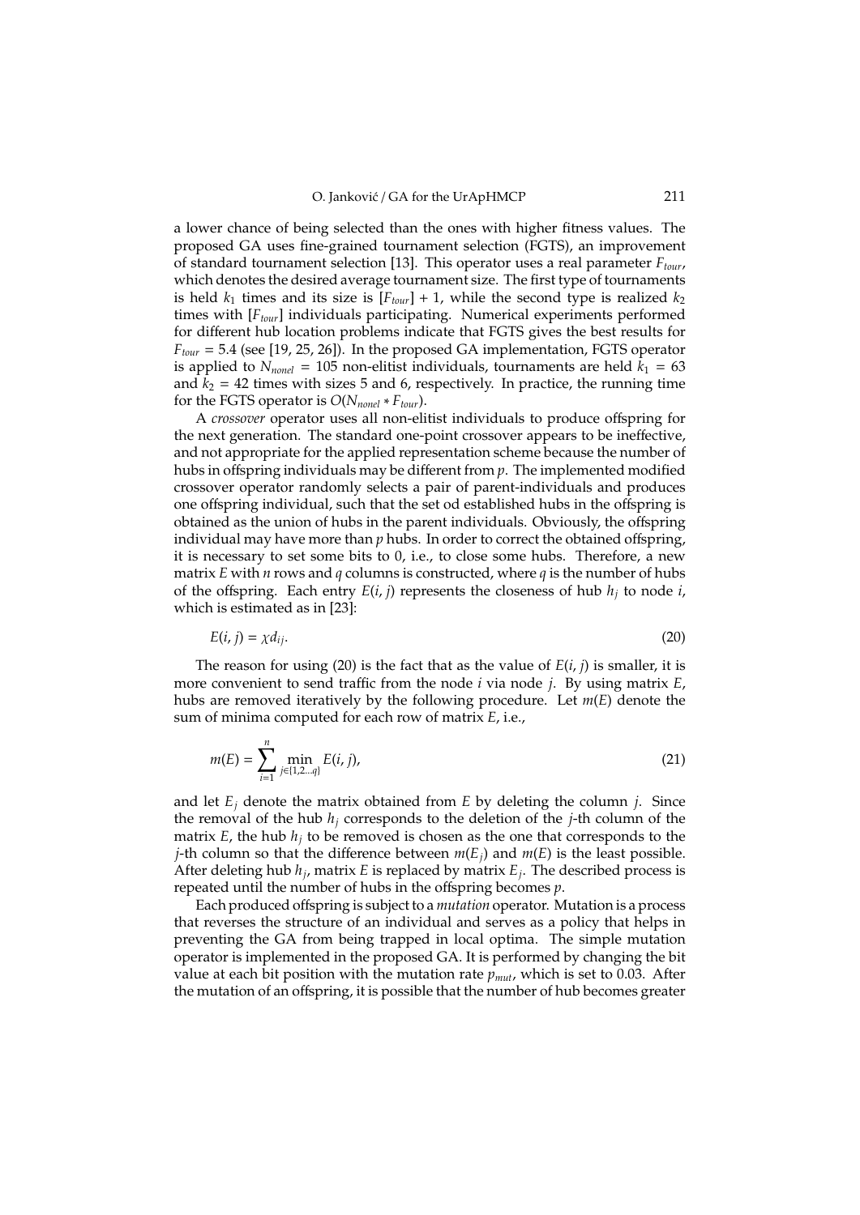a lower chance of being selected than the ones with higher fitness values. The proposed GA uses fine-grained tournament selection (FGTS), an improvement of standard tournament selection [13]. This operator uses a real parameter $F_{tour}$, which denotes the desired average tournament size. The first type of tournaments is held $k_1$ times and its size is $[F_{tour}] + 1$, while the second type is realized $k_2$ times with $[F_{tour}]$ individuals participating. Numerical experiments performed for different hub location problems indicate that FGTS gives the best results for $F_{tour} = 5.4$ (see [19, 25, 26]). In the proposed GA implementation, FGTS operator is applied to $N_{nonel} = 105$ non-elitist individuals, tournaments are held $k_1 = 63$ and $k_2 = 42$ times with sizes 5 and 6, respectively. In practice, the running time for the FGTS operator is $O(N_{nonel} * F_{tour})$.

A *crossover* operator uses all non-elitist individuals to produce offspring for the next generation. The standard one-point crossover appears to be ineffective, and not appropriate for the applied representation scheme because the number of hubs in offspring individuals may be different from $p$. The implemented modified crossover operator randomly selects a pair of parent-individuals and produces one offspring individual, such that the set od established hubs in the offspring is obtained as the union of hubs in the parent individuals. Obviously, the offspring individual may have more than $p$ hubs. In order to correct the obtained offspring, it is necessary to set some bits to 0, i.e., to close some hubs. Therefore, a new matrix $E$ with $n$ rows and $q$ columns is constructed, where $q$ is the number of hubs of the offspring. Each entry $E(i, j)$ represents the closeness of hub $h_j$ to node $i$, which is estimated as in [23]:

$$E(i, j) = \chi d_{ij}. \tag{20}$$

The reason for using (20) is the fact that as the value of $E(i, j)$ is smaller, it is more convenient to send traffic from the node $i$ via node $j$. By using matrix $E$, hubs are removed iteratively by the following procedure. Let $m(E)$ denote the sum of minima computed for each row of matrix $E$, i.e.,

$$m(E) = \sum_{i=1}^{n} \min_{j \in \{1,2...q\}} E(i, j), \tag{21}$$

and let $E_j$ denote the matrix obtained from $E$ by deleting the column $j$. Since the removal of the hub $h_j$ corresponds to the deletion of the $j$-th column of the matrix $E$, the hub $h_j$ to be removed is chosen as the one that corresponds to the $j$-th column so that the difference between $m(E_j)$ and $m(E)$ is the least possible. After deleting hub $h_j$, matrix $E$ is replaced by matrix $E_j$. The described process is repeated until the number of hubs in the offspring becomes $p$.

Each produced offspring is subject to a *mutation* operator. Mutation is a process that reverses the structure of an individual and serves as a policy that helps in preventing the GA from being trapped in local optima. The simple mutation operator is implemented in the proposed GA. It is performed by changing the bit value at each bit position with the mutation rate $p_{mut}$, which is set to 0.03. After the mutation of an offspring, it is possible that the number of hub becomes greater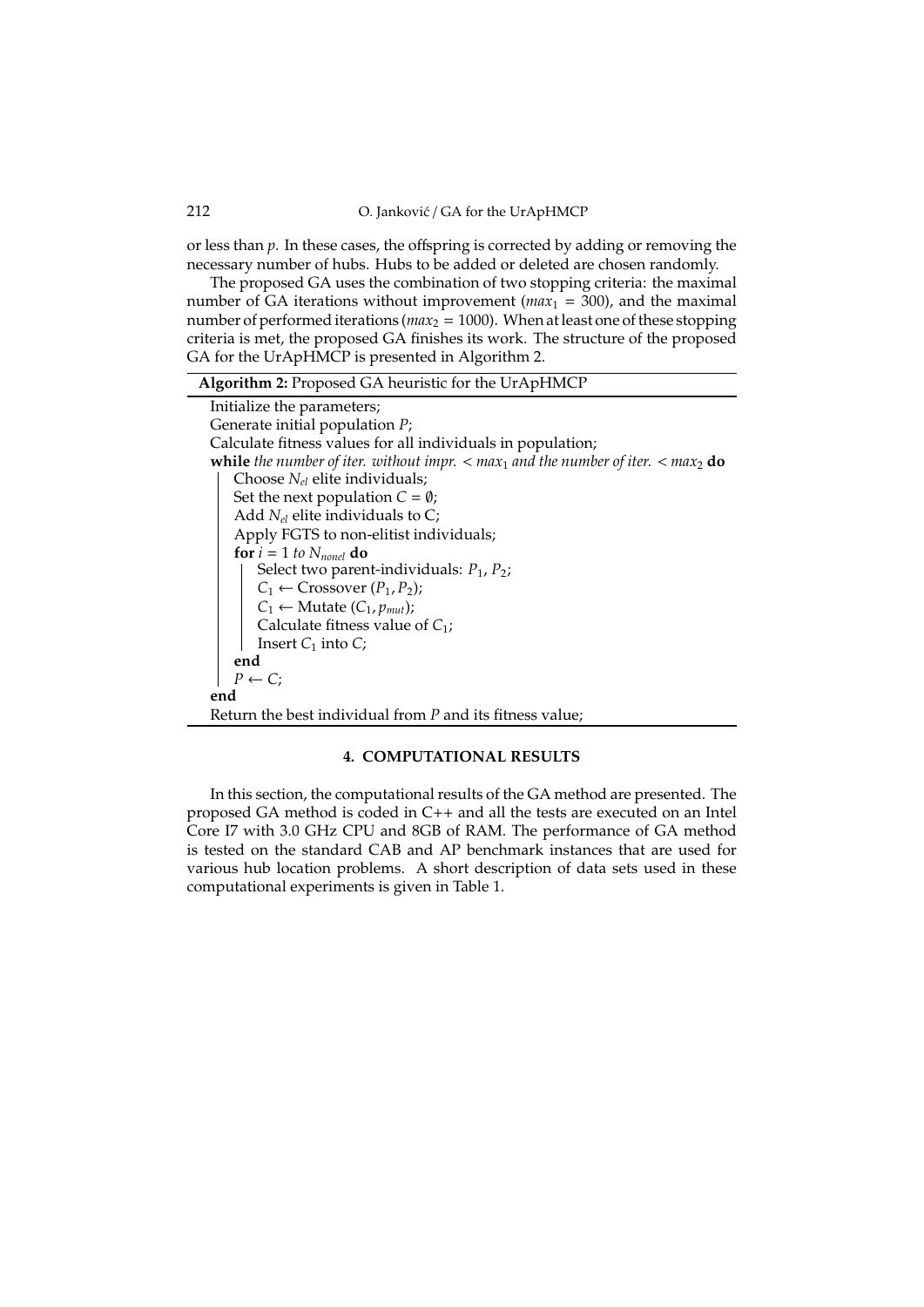or less than $p$. In these cases, the offspring is corrected by adding or removing the necessary number of hubs. Hubs to be added or deleted are chosen randomly.

The proposed GA uses the combination of two stopping criteria: the maximal number of GA iterations without improvement ($max_1 = 300$), and the maximal number of performed iterations ($max_2 = 1000$). When at least one of these stopping criteria is met, the proposed GA finishes its work. The structure of the proposed GA for the UrApHMCP is presented in Algorithm 2.

**Algorithm 2:** Proposed GA heuristic for the UrApHMCP

```
Initialize the parameters;
Generate initial population P;
Calculate fitness values for all individuals in population;
while the number of iter. without impr. < max_1 and the number of iter. < max_2 do
    Choose N_el elite individuals;
    Set the next population C = ∅;
    Add N_el elite individuals to C;
    Apply FGTS to non-elitist individuals;
    for i = 1 to N_nonel do
        Select two parent-individuals: P_1, P_2;
        C_1 ← Crossover (P_1, P_2);
        C_1 ← Mutate (C_1, p_mut);
        Calculate fitness value of C_1;
        Insert C_1 into C;
    end
    P ← C;
end
Return the best individual from P and its fitness value;
```

## 4. COMPUTATIONAL RESULTS

In this section, the computational results of the GA method are presented. The proposed GA method is coded in C++ and all the tests are executed on an Intel Core I7 with 3.0 GHz CPU and 8GB of RAM. The performance of GA method is tested on the standard CAB and AP benchmark instances that are used for various hub location problems. A short description of data sets used in these computational experiments is given in Table 1.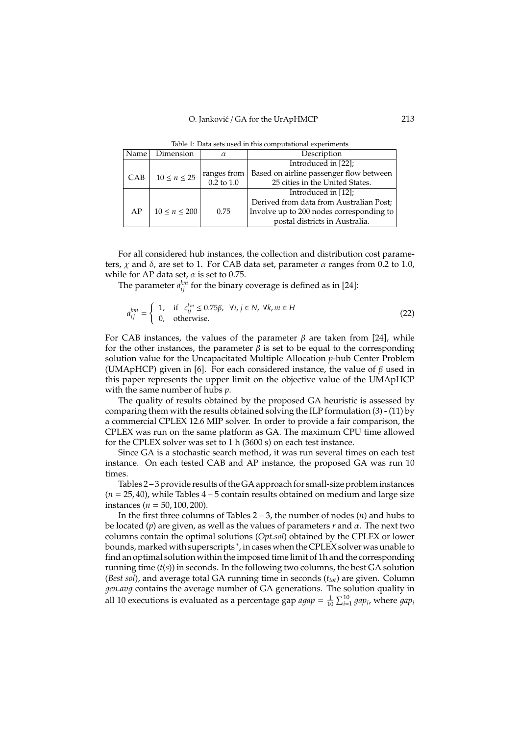Table 1: Data sets used in this computational experiments

| Name | Dimension | $\alpha$ | Description |
|---|---|---|---|
| CAB | $10 \leq n \leq 25$ | ranges from 0.2 to 1.0 | Introduced in [22]; Based on airline passenger flow between 25 cities in the United States. |
| AP | $10 \leq n \leq 200$ | 0.75 | Introduced in [12]; Derived from data from Australian Post; Involve up to 200 nodes corresponding to postal districts in Australia. |

For all considered hub instances, the collection and distribution cost parameters, $\chi$ and $\delta$, are set to 1. For CAB data set, parameter $\alpha$ ranges from 0.2 to 1.0, while for AP data set, $\alpha$ is set to 0.75.

The parameter $a_{ij}^{km}$ for the binary coverage is defined as in [24]:

$$a_{ij}^{km} = \begin{cases} 1, & \text{if } \; c_{ij}^{km} \leq 0.75\beta, \;\; \forall i, j \in N, \; \forall k, m \in H \\ 0, & \text{otherwise.} \end{cases} \tag{22}$$

For CAB instances, the values of the parameter $\beta$ are taken from [24], while for the other instances, the parameter $\beta$ is set to be equal to the corresponding solution value for the Uncapacitated Multiple Allocation $p$-hub Center Problem (UMApHCP) given in [6]. For each considered instance, the value of $\beta$ used in this paper represents the upper limit on the objective value of the UMApHCP with the same number of hubs $p$.

The quality of results obtained by the proposed GA heuristic is assessed by comparing them with the results obtained solving the ILP formulation (3) - (11) by a commercial CPLEX 12.6 MIP solver. In order to provide a fair comparison, the CPLEX was run on the same platform as GA. The maximum CPU time allowed for the CPLEX solver was set to 1 h (3600 s) on each test instance.

Since GA is a stochastic search method, it was run several times on each test instance. On each tested CAB and AP instance, the proposed GA was run 10 times.

Tables 2 – 3 provide results of the GA approach for small-size problem instances ($n = 25, 40$), while Tables 4 – 5 contain results obtained on medium and large size instances ($n = 50, 100, 200$).

In the first three columns of Tables 2 – 3, the number of nodes ($n$) and hubs to be located ($p$) are given, as well as the values of parameters $r$ and $\alpha$. The next two columns contain the optimal solutions (*Opt.sol*) obtained by the CPLEX or lower bounds, marked with superscripts $^*$, in cases when the CPLEX solver was unable to find an optimal solution within the imposed time limit of 1h and the corresponding running time ($t(s)$) in seconds. In the following two columns, the best GA solution (*Best sol*), and average total GA running time in seconds ($t_{tot}$) are given. Column *gen.avg* contains the average number of GA generations. The solution quality in all 10 executions is evaluated as a percentage gap $agap = \frac{1}{10}\sum_{i=1}^{10} gap_i$, where $gap_i$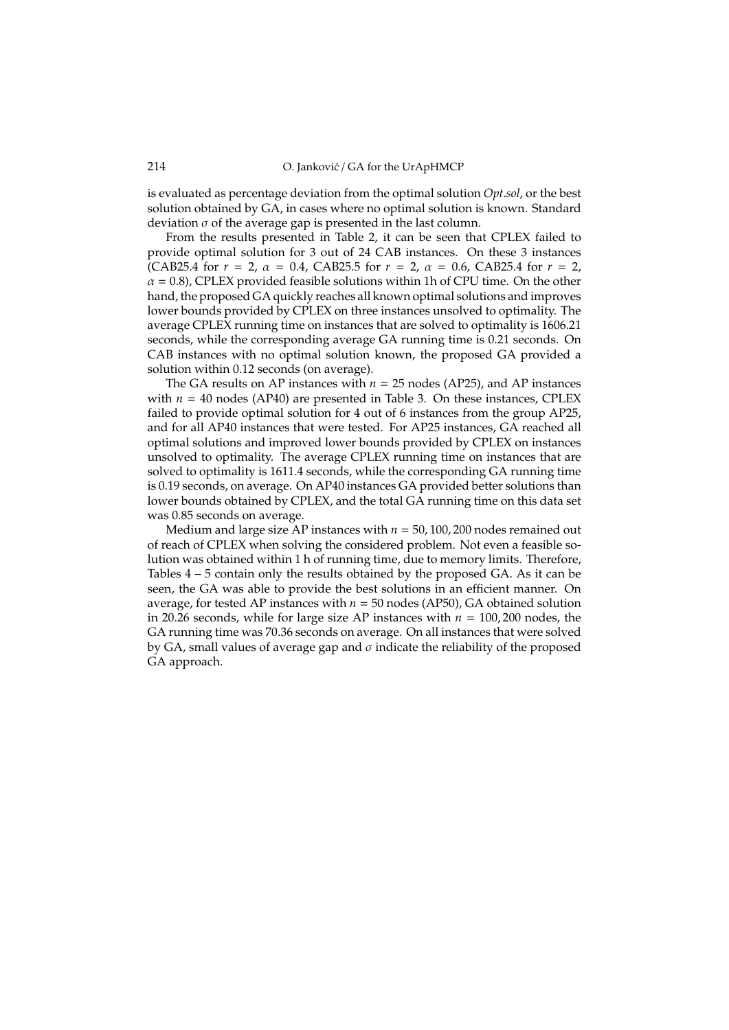is evaluated as percentage deviation from the optimal solution *Opt.sol*, or the best solution obtained by GA, in cases where no optimal solution is known. Standard deviation $\sigma$ of the average gap is presented in the last column.

From the results presented in Table 2, it can be seen that CPLEX failed to provide optimal solution for 3 out of 24 CAB instances. On these 3 instances (CAB25.4 for $r = 2$, $\alpha = 0.4$, CAB25.5 for $r = 2$, $\alpha = 0.6$, CAB25.4 for $r = 2$, $\alpha = 0.8$), CPLEX provided feasible solutions within 1h of CPU time. On the other hand, the proposed GA quickly reaches all known optimal solutions and improves lower bounds provided by CPLEX on three instances unsolved to optimality. The average CPLEX running time on instances that are solved to optimality is 1606.21 seconds, while the corresponding average GA running time is 0.21 seconds. On CAB instances with no optimal solution known, the proposed GA provided a solution within 0.12 seconds (on average).

The GA results on AP instances with $n = 25$ nodes (AP25), and AP instances with $n = 40$ nodes (AP40) are presented in Table 3. On these instances, CPLEX failed to provide optimal solution for 4 out of 6 instances from the group AP25, and for all AP40 instances that were tested. For AP25 instances, GA reached all optimal solutions and improved lower bounds provided by CPLEX on instances unsolved to optimality. The average CPLEX running time on instances that are solved to optimality is 1611.4 seconds, while the corresponding GA running time is 0.19 seconds, on average. On AP40 instances GA provided better solutions than lower bounds obtained by CPLEX, and the total GA running time on this data set was 0.85 seconds on average.

Medium and large size AP instances with $n = 50, 100, 200$ nodes remained out of reach of CPLEX when solving the considered problem. Not even a feasible solution was obtained within 1 h of running time, due to memory limits. Therefore, Tables 4 – 5 contain only the results obtained by the proposed GA. As it can be seen, the GA was able to provide the best solutions in an efficient manner. On average, for tested AP instances with $n = 50$ nodes (AP50), GA obtained solution in 20.26 seconds, while for large size AP instances with $n = 100, 200$ nodes, the GA running time was 70.36 seconds on average. On all instances that were solved by GA, small values of average gap and $\sigma$ indicate the reliability of the proposed GA approach.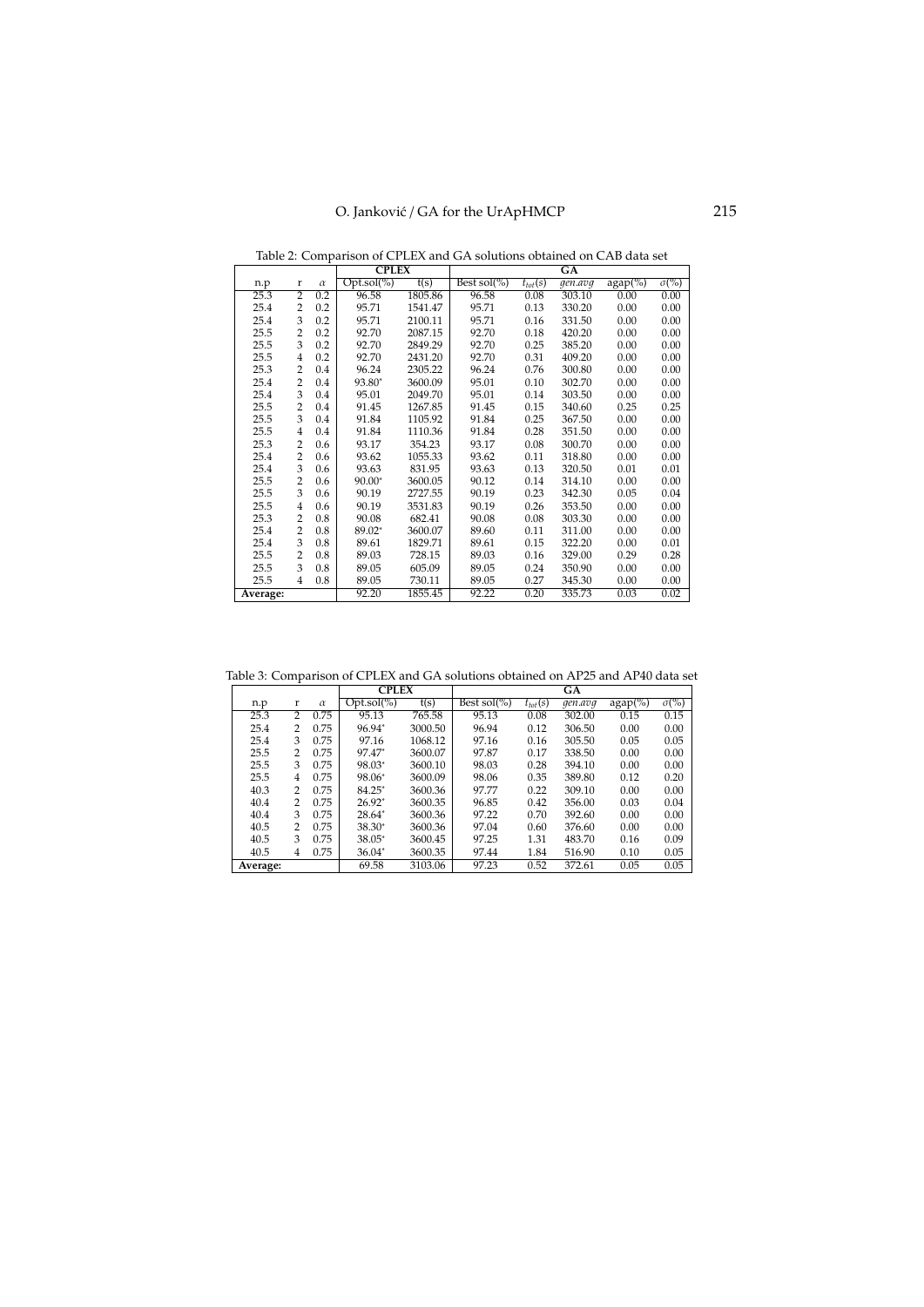Table 2: Comparison of CPLEX and GA solutions obtained on CAB data set

| | | | CPLEX | | GA | | | | |
|---|---|---|---|---|---|---|---|---|---|
| n.p | r | $\alpha$ | Opt.sol(%) | t(s) | Best sol(%) | $t_{tot}(s)$ | *gen.avg* | agap(%) | $\sigma$(%) |
| 25.3 | 2 | 0.2 | 96.58 | 1805.86 | 96.58 | 0.08 | 303.10 | 0.00 | 0.00 |
| 25.4 | 2 | 0.2 | 95.71 | 1541.47 | 95.71 | 0.13 | 330.20 | 0.00 | 0.00 |
| 25.4 | 3 | 0.2 | 95.71 | 2100.11 | 95.71 | 0.16 | 331.50 | 0.00 | 0.00 |
| 25.5 | 2 | 0.2 | 92.70 | 2087.15 | 92.70 | 0.18 | 420.20 | 0.00 | 0.00 |
| 25.5 | 3 | 0.2 | 92.70 | 2849.29 | 92.70 | 0.25 | 385.20 | 0.00 | 0.00 |
| 25.5 | 4 | 0.2 | 92.70 | 2431.20 | 92.70 | 0.31 | 409.20 | 0.00 | 0.00 |
| 25.3 | 2 | 0.4 | 96.24 | 2305.22 | 96.24 | 0.76 | 300.80 | 0.00 | 0.00 |
| 25.4 | 2 | 0.4 | 93.80* | 3600.09 | 95.01 | 0.10 | 302.70 | 0.00 | 0.00 |
| 25.4 | 3 | 0.4 | 95.01 | 2049.70 | 95.01 | 0.14 | 303.50 | 0.00 | 0.00 |
| 25.5 | 2 | 0.4 | 91.45 | 1267.85 | 91.45 | 0.15 | 340.60 | 0.25 | 0.25 |
| 25.5 | 3 | 0.4 | 91.84 | 1105.92 | 91.84 | 0.25 | 367.50 | 0.00 | 0.00 |
| 25.5 | 4 | 0.4 | 91.84 | 1110.36 | 91.84 | 0.28 | 351.50 | 0.00 | 0.00 |
| 25.3 | 2 | 0.6 | 93.17 | 354.23 | 93.17 | 0.08 | 300.70 | 0.00 | 0.00 |
| 25.4 | 2 | 0.6 | 93.62 | 1055.33 | 93.62 | 0.11 | 318.80 | 0.00 | 0.00 |
| 25.4 | 3 | 0.6 | 93.63 | 831.95 | 93.63 | 0.13 | 320.50 | 0.01 | 0.01 |
| 25.5 | 2 | 0.6 | 90.00* | 3600.05 | 90.12 | 0.14 | 314.10 | 0.00 | 0.00 |
| 25.5 | 3 | 0.6 | 90.19 | 2727.55 | 90.19 | 0.23 | 342.30 | 0.05 | 0.04 |
| 25.5 | 4 | 0.6 | 90.19 | 3531.83 | 90.19 | 0.26 | 353.50 | 0.00 | 0.00 |
| 25.3 | 2 | 0.8 | 90.08 | 682.41 | 90.08 | 0.08 | 303.30 | 0.00 | 0.00 |
| 25.4 | 2 | 0.8 | 89.02* | 3600.07 | 89.60 | 0.11 | 311.00 | 0.00 | 0.00 |
| 25.4 | 3 | 0.8 | 89.61 | 1829.71 | 89.61 | 0.15 | 322.20 | 0.00 | 0.01 |
| 25.5 | 2 | 0.8 | 89.03 | 728.15 | 89.03 | 0.16 | 329.00 | 0.29 | 0.28 |
| 25.5 | 3 | 0.8 | 89.05 | 605.09 | 89.05 | 0.24 | 350.90 | 0.00 | 0.00 |
| 25.5 | 4 | 0.8 | 89.05 | 730.11 | 89.05 | 0.27 | 345.30 | 0.00 | 0.00 |
| **Average:** | | | 92.20 | 1855.45 | 92.22 | 0.20 | 335.73 | 0.03 | 0.02 |

Table 3: Comparison of CPLEX and GA solutions obtained on AP25 and AP40 data set

| | | | CPLEX | | GA | | | | |
|---|---|---|---|---|---|---|---|---|---|
| n.p | r | $\alpha$ | Opt.sol(%) | t(s) | Best sol(%) | $t_{tot}(s)$ | *gen.avg* | agap(%) | $\sigma$(%) |
| 25.3 | 2 | 0.75 | 95.13 | 765.58 | 95.13 | 0.08 | 302.00 | 0.15 | 0.15 |
| 25.4 | 2 | 0.75 | 96.94* | 3000.50 | 96.94 | 0.12 | 306.50 | 0.00 | 0.00 |
| 25.4 | 3 | 0.75 | 97.16 | 1068.12 | 97.16 | 0.16 | 305.50 | 0.05 | 0.05 |
| 25.5 | 2 | 0.75 | 97.47* | 3600.07 | 97.87 | 0.17 | 338.50 | 0.00 | 0.00 |
| 25.5 | 3 | 0.75 | 98.03* | 3600.10 | 98.03 | 0.28 | 394.10 | 0.00 | 0.00 |
| 25.5 | 4 | 0.75 | 98.06* | 3600.09 | 98.06 | 0.35 | 389.80 | 0.12 | 0.20 |
| 40.3 | 2 | 0.75 | 84.25* | 3600.36 | 97.77 | 0.22 | 309.10 | 0.00 | 0.00 |
| 40.4 | 2 | 0.75 | 26.92* | 3600.35 | 96.85 | 0.42 | 356.00 | 0.03 | 0.04 |
| 40.4 | 3 | 0.75 | 28.64* | 3600.36 | 97.22 | 0.70 | 392.60 | 0.00 | 0.00 |
| 40.5 | 2 | 0.75 | 38.30* | 3600.36 | 97.04 | 0.60 | 376.60 | 0.00 | 0.00 |
| 40.5 | 3 | 0.75 | 38.05* | 3600.45 | 97.25 | 1.31 | 483.70 | 0.16 | 0.09 |
| 40.5 | 4 | 0.75 | 36.04* | 3600.35 | 97.44 | 1.84 | 516.90 | 0.10 | 0.05 |
| **Average:** | | | 69.58 | 3103.06 | 97.23 | 0.52 | 372.61 | 0.05 | 0.05 |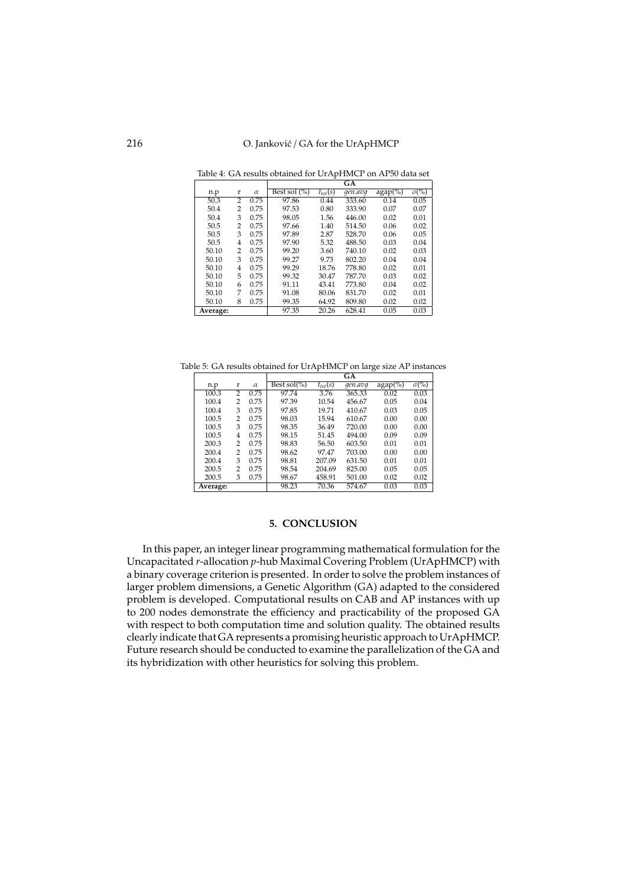Table 4: GA results obtained for UrApHMCP on AP50 data set

| | | | GA | | | | |
|---|---|---|---|---|---|---|---|
| n.p | r | $\alpha$ | Best sol (%) | $t_{tot}(s)$ | *gen.avg* | agap(%) | $\sigma$(%) |
| 50.3 | 2 | 0.75 | 97.86 | 0.44 | 333.60 | 0.14 | 0.05 |
| 50.4 | 2 | 0.75 | 97.53 | 0.80 | 333.90 | 0.07 | 0.07 |
| 50.4 | 3 | 0.75 | 98.05 | 1.56 | 446.00 | 0.02 | 0.01 |
| 50.5 | 2 | 0.75 | 97.66 | 1.40 | 514.50 | 0.06 | 0.02 |
| 50.5 | 3 | 0.75 | 97.89 | 2.87 | 528.70 | 0.06 | 0.05 |
| 50.5 | 4 | 0.75 | 97.90 | 5.32 | 488.50 | 0.03 | 0.04 |
| 50.10 | 2 | 0.75 | 99.20 | 3.60 | 740.10 | 0.02 | 0.03 |
| 50.10 | 3 | 0.75 | 99.27 | 9.73 | 802.20 | 0.04 | 0.04 |
| 50.10 | 4 | 0.75 | 99.29 | 18.76 | 778.80 | 0.02 | 0.01 |
| 50.10 | 5 | 0.75 | 99.32 | 30.47 | 787.70 | 0.03 | 0.02 |
| 50.10 | 6 | 0.75 | 91.11 | 43.41 | 773.80 | 0.04 | 0.02 |
| 50.10 | 7 | 0.75 | 91.08 | 80.06 | 831.70 | 0.02 | 0.01 |
| 50.10 | 8 | 0.75 | 99.35 | 64.92 | 809.80 | 0.02 | 0.02 |
| **Average:** | | | 97.35 | 20.26 | 628.41 | 0.05 | 0.03 |

Table 5: GA results obtained for UrApHMCP on large size AP instances

| | | | GA | | | | |
|---|---|---|---|---|---|---|---|
| n.p | r | $\alpha$ | Best sol(%) | $t_{tot}(s)$ | *gen.avg* | agap(%) | $\sigma$(%) |
| 100.3 | 2 | 0.75 | 97.74 | 3.76 | 365.33 | 0.02 | 0.03 |
| 100.4 | 2 | 0.75 | 97.39 | 10.54 | 456.67 | 0.05 | 0.04 |
| 100.4 | 3 | 0.75 | 97.85 | 19.71 | 410.67 | 0.03 | 0.05 |
| 100.5 | 2 | 0.75 | 98.03 | 15.94 | 610.67 | 0.00 | 0.00 |
| 100.5 | 3 | 0.75 | 98.35 | 36.49 | 720.00 | 0.00 | 0.00 |
| 100.5 | 4 | 0.75 | 98.15 | 51.45 | 494.00 | 0.09 | 0.09 |
| 200.3 | 2 | 0.75 | 98.83 | 56.50 | 603.50 | 0.01 | 0.01 |
| 200.4 | 2 | 0.75 | 98.62 | 97.47 | 703.00 | 0.00 | 0.00 |
| 200.4 | 3 | 0.75 | 98.81 | 207.09 | 631.50 | 0.01 | 0.01 |
| 200.5 | 2 | 0.75 | 98.54 | 204.69 | 825.00 | 0.05 | 0.05 |
| 200.5 | 3 | 0.75 | 98.67 | 458.91 | 501.00 | 0.02 | 0.02 |
| **Average:** | | | 98.23 | 70.36 | 574.67 | 0.03 | 0.03 |

## 5. CONCLUSION

In this paper, an integer linear programming mathematical formulation for the Uncapacitated *r*-allocation *p*-hub Maximal Covering Problem (UrApHMCP) with a binary coverage criterion is presented. In order to solve the problem instances of larger problem dimensions, a Genetic Algorithm (GA) adapted to the considered problem is developed. Computational results on CAB and AP instances with up to 200 nodes demonstrate the efficiency and practicability of the proposed GA with respect to both computation time and solution quality. The obtained results clearly indicate that GA represents a promising heuristic approach to UrApHMCP. Future research should be conducted to examine the parallelization of the GA and its hybridization with other heuristics for solving this problem.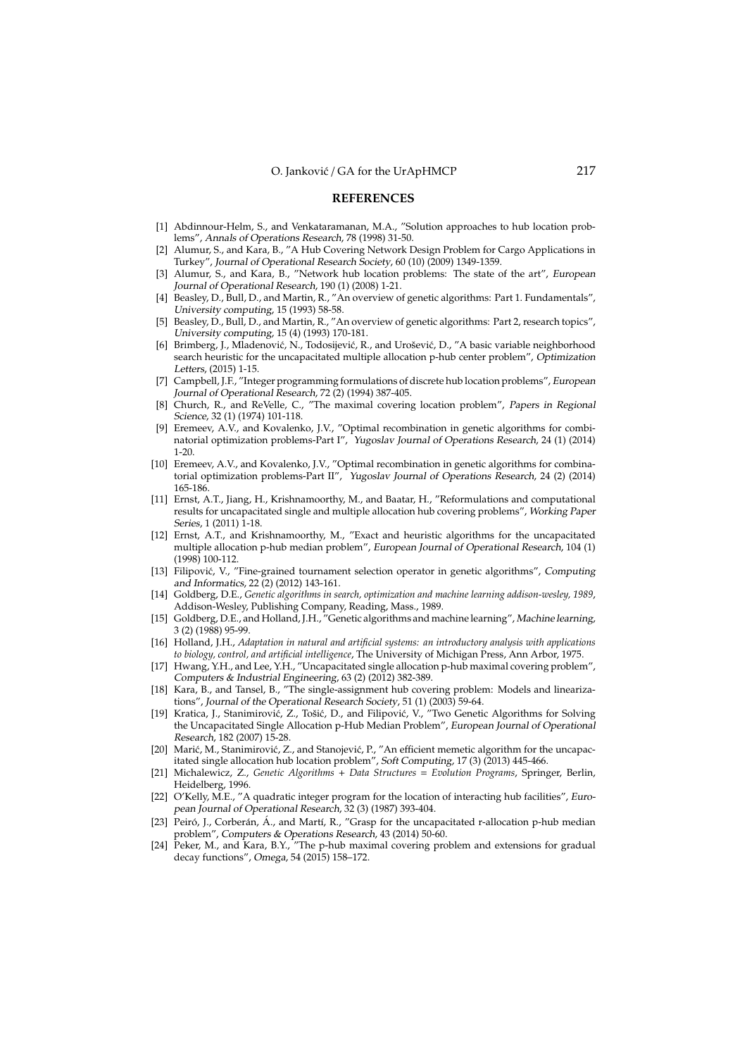## REFERENCES

[1] Abdinnour-Helm, S., and Venkataramanan, M.A., "Solution approaches to hub location problems", *Annals of Operations Research*, 78 (1998) 31-50.

[2] Alumur, S., and Kara, B., "A Hub Covering Network Design Problem for Cargo Applications in Turkey", *Journal of Operational Research Society*, 60 (10) (2009) 1349-1359.

[3] Alumur, S., and Kara, B., "Network hub location problems: The state of the art", *European Journal of Operational Research*, 190 (1) (2008) 1-21.

[4] Beasley, D., Bull, D., and Martin, R., "An overview of genetic algorithms: Part 1. Fundamentals", *University computing*, 15 (1993) 58-58.

[5] Beasley, D., Bull, D., and Martin, R., "An overview of genetic algorithms: Part 2, research topics", *University computing*, 15 (4) (1993) 170-181.

[6] Brimberg, J., Mladenović, N., Todosijević, R., and Urošević, D., "A basic variable neighborhood search heuristic for the uncapacitated multiple allocation p-hub center problem", *Optimization Letters*, (2015) 1-15.

[7] Campbell, J.F., "Integer programming formulations of discrete hub location problems", *European Journal of Operational Research*, 72 (2) (1994) 387-405.

[8] Church, R., and ReVelle, C., "The maximal covering location problem", *Papers in Regional Science*, 32 (1) (1974) 101-118.

[9] Eremeev, A.V., and Kovalenko, J.V., "Optimal recombination in genetic algorithms for combinatorial optimization problems-Part I", *Yugoslav Journal of Operations Research*, 24 (1) (2014) 1-20.

[10] Eremeev, A.V., and Kovalenko, J.V., "Optimal recombination in genetic algorithms for combinatorial optimization problems-Part II", *Yugoslav Journal of Operations Research*, 24 (2) (2014) 165-186.

[11] Ernst, A.T., Jiang, H., Krishnamoorthy, M., and Baatar, H., "Reformulations and computational results for uncapacitated single and multiple allocation hub covering problems", *Working Paper Series*, 1 (2011) 1-18.

[12] Ernst, A.T., and Krishnamoorthy, M., "Exact and heuristic algorithms for the uncapacitated multiple allocation p-hub median problem", *European Journal of Operational Research*, 104 (1) (1998) 100-112.

[13] Filipović, V., "Fine-grained tournament selection operator in genetic algorithms", *Computing and Informatics*, 22 (2) (2012) 143-161.

[14] Goldberg, D.E., *Genetic algorithms in search, optimization and machine learning addison-wesley, 1989*, Addison-Wesley, Publishing Company, Reading, Mass., 1989.

[15] Goldberg, D.E., and Holland, J.H., "Genetic algorithms and machine learning", *Machine learning*, 3 (2) (1988) 95-99.

[16] Holland, J.H., *Adaptation in natural and artificial systems: an introductory analysis with applications to biology, control, and artificial intelligence*, The University of Michigan Press, Ann Arbor, 1975.

[17] Hwang, Y.H., and Lee, Y.H., "Uncapacitated single allocation p-hub maximal covering problem", *Computers & Industrial Engineering*, 63 (2) (2012) 382-389.

[18] Kara, B., and Tansel, B., "The single-assignment hub covering problem: Models and linearizations", *Journal of the Operational Research Society*, 51 (1) (2003) 59-64.

[19] Kratica, J., Stanimirović, Z., Tošić, D., and Filipović, V., "Two Genetic Algorithms for Solving the Uncapacitated Single Allocation p-Hub Median Problem", *European Journal of Operational Research*, 182 (2007) 15-28.

[20] Marić, M., Stanimirović, Z., and Stanojević, P., "An efficient memetic algorithm for the uncapacitated single allocation hub location problem", *Soft Computing*, 17 (3) (2013) 445-466.

[21] Michalewicz, Z., *Genetic Algorithms + Data Structures = Evolution Programs*, Springer, Berlin, Heidelberg, 1996.

[22] O'Kelly, M.E., "A quadratic integer program for the location of interacting hub facilities", *European Journal of Operational Research*, 32 (3) (1987) 393-404.

[23] Peiró, J., Corberán, Á., and Martí, R., "Grasp for the uncapacitated r-allocation p-hub median problem", *Computers & Operations Research*, 43 (2014) 50-60.

[24] Peker, M., and Kara, B.Y., "The p-hub maximal covering problem and extensions for gradual decay functions", *Omega*, 54 (2015) 158–172.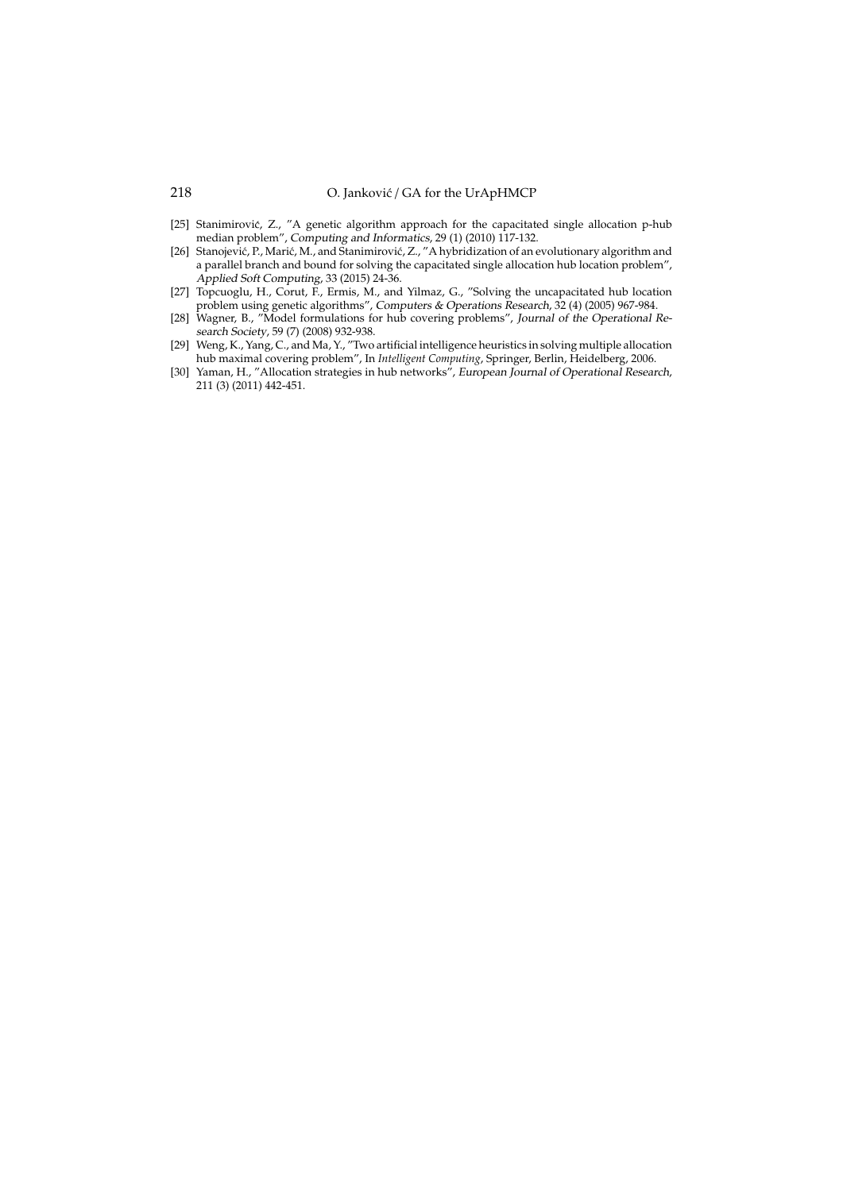[25] Stanimirović, Z., "A genetic algorithm approach for the capacitated single allocation p-hub median problem", *Computing and Informatics*, 29 (1) (2010) 117-132.

[26] Stanojević, P., Marić, M., and Stanimirović, Z., "A hybridization of an evolutionary algorithm and a parallel branch and bound for solving the capacitated single allocation hub location problem", *Applied Soft Computing*, 33 (2015) 24-36.

[27] Topcuoglu, H., Corut, F., Ermis, M., and Yilmaz, G., "Solving the uncapacitated hub location problem using genetic algorithms", *Computers & Operations Research*, 32 (4) (2005) 967-984.

[28] Wagner, B., "Model formulations for hub covering problems", *Journal of the Operational Research Society*, 59 (7) (2008) 932-938.

[29] Weng, K., Yang, C., and Ma, Y., "Two artificial intelligence heuristics in solving multiple allocation hub maximal covering problem", In *Intelligent Computing*, Springer, Berlin, Heidelberg, 2006.

[30] Yaman, H., "Allocation strategies in hub networks", *European Journal of Operational Research*, 211 (3) (2011) 442-451.